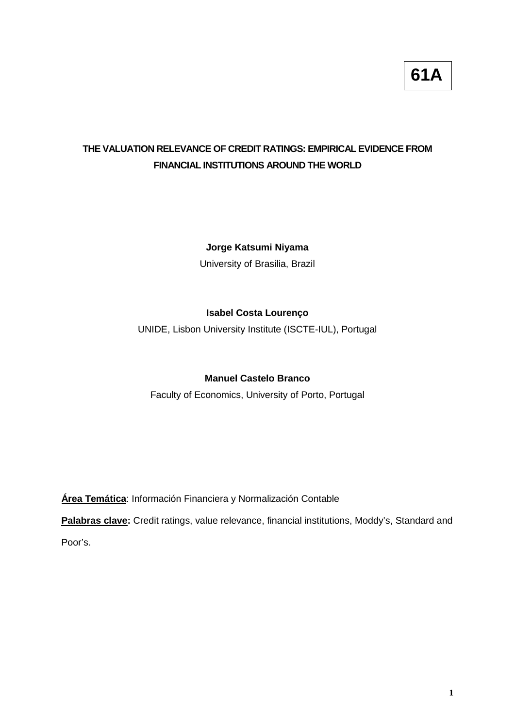**61A**

# THE VALUATION RELEVANCE OF CREDIT RATINGS: EMPIRICAL EVIDENCE FROM FINANCIAL INSTITUTIONS AROUND THE WORLD

**Jorge Katsumi Niyama**

University of Brasilia, Brazil

**Isabel Costa Lourenço**

UNIDE, Lisbon University Institute (ISCTE-IUL), Portugal

**Manuel Castelo Branco**

Faculty of Economics, University of Porto, Portugal

**Área Temática**: Información Financiera y Normalización Contable

**Palabras clave:** Credit ratings, value relevance, financial institutions, Moddy's, Standard and Poor's.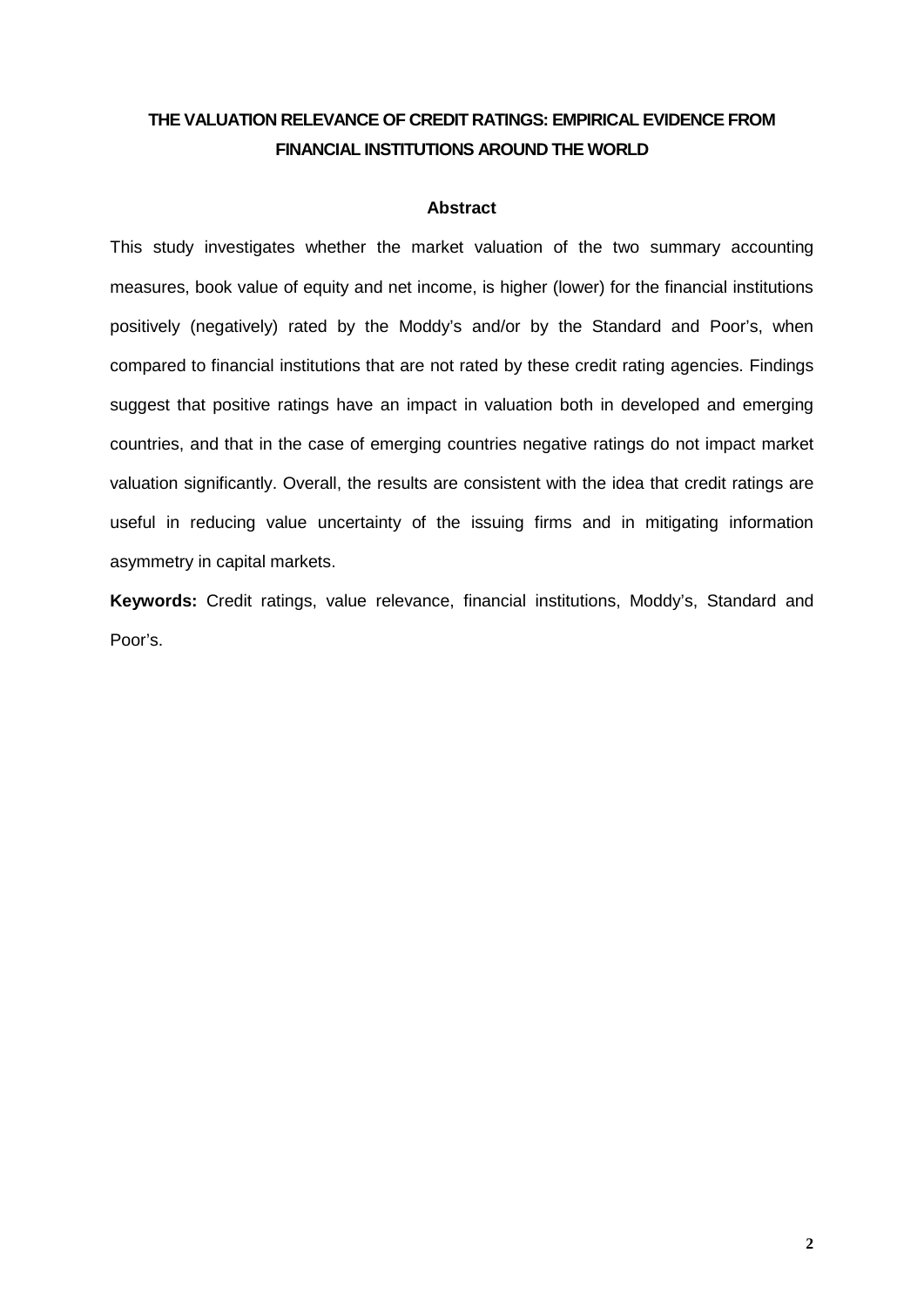# THE VALUATION RELEVANCE OF CREDIT RATINGS: EMPIRICAL EVIDENCE FROM FINANCIAL INSTITUTIONS AROUND THE WORLD

## Abstract

This study investigates whether the market valuation of the two summary accounting measures, book value of equity and net income, is higher (lower) for the financial institutions positively (negatively) rated by the Moddy's and/or by the Standard and Poor's, when compared to financial institutions that are not rated by these credit rating agencies. Findings suggest that positive ratings have an impact in valuation both in developed and emerging countries, and that in the case of emerging countries negative ratings do not impact market valuation significantly. Overall, the results are consistent with the idea that credit ratings are useful in reducing value uncertainty of the issuing firms and in mitigating information asymmetry in capital markets.

**Keywords:** Credit ratings, value relevance, financial institutions, Moddy's, Standard and Poor's.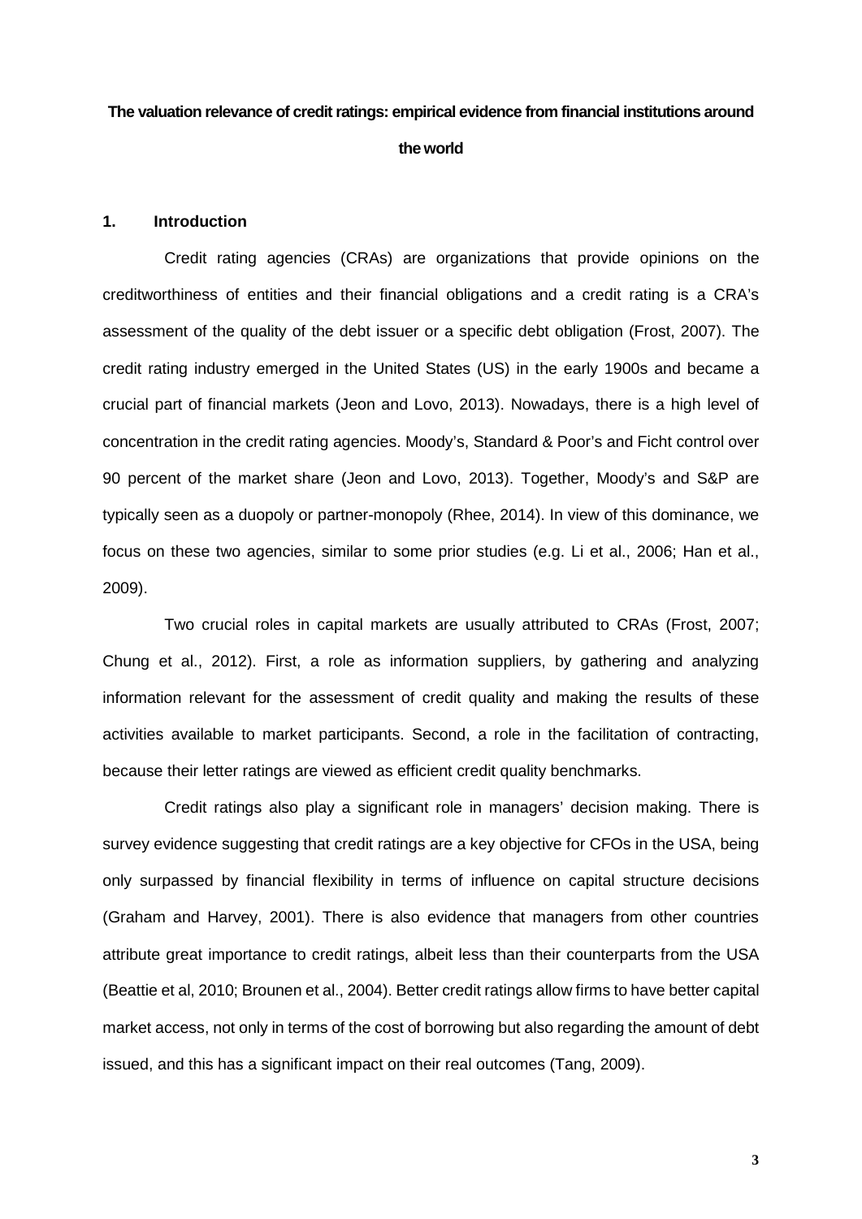**The valuation relevance of credit ratings: empirical evidence from financial institutions around the world**

## 1. Introduction

Credit rating agencies (CRAs) are organizations that provide opinions on the creditworthiness of entities and their financial obligations and a credit rating is a CRA's assessment of the quality of the debt issuer or a specific debt obligation (Frost, 2007). The credit rating industry emerged in the United States (US) in the early 1900s and became a crucial part of financial markets (Jeon and Lovo, 2013). Nowadays, there is a high level of concentration in the credit rating agencies. Moody's, Standard & Poor's and Ficht control over 90 percent of the market share (Jeon and Lovo, 2013). Together, Moody's and S&P are typically seen as a duopoly or partner-monopoly (Rhee, 2014). In view of this dominance, we focus on these two agencies, similar to some prior studies (e.g. Li et al., 2006; Han et al., 2009).

Two crucial roles in capital markets are usually attributed to CRAs (Frost, 2007; Chung et al., 2012). First, a role as information suppliers, by gathering and analyzing information relevant for the assessment of credit quality and making the results of these activities available to market participants. Second, a role in the facilitation of contracting, because their letter ratings are viewed as efficient credit quality benchmarks.

Credit ratings also play a significant role in managers' decision making. There is survey evidence suggesting that credit ratings are a key objective for CFOs in the USA, being only surpassed by financial flexibility in terms of influence on capital structure decisions (Graham and Harvey, 2001). There is also evidence that managers from other countries attribute great importance to credit ratings, albeit less than their counterparts from the USA (Beattie et al, 2010; Brounen et al., 2004). Better credit ratings allow firms to have better capital market access, not only in terms of the cost of borrowing but also regarding the amount of debt issued, and this has a significant impact on their real outcomes (Tang, 2009).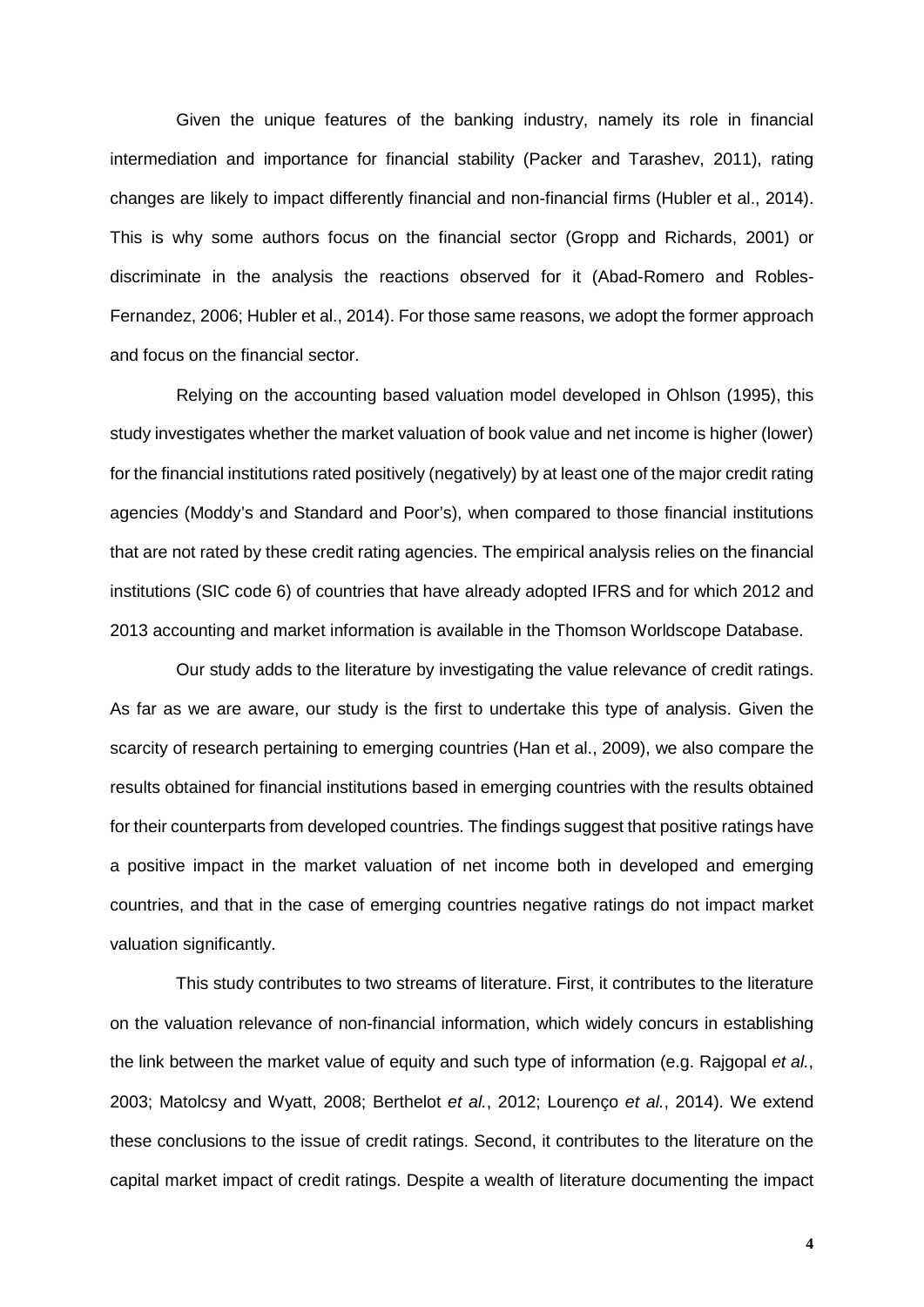Given the unique features of the banking industry, namely its role in financial intermediation and importance for financial stability (Packer and Tarashev, 2011), rating changes are likely to impact differently financial and non-financial firms (Hubler et al., 2014). This is why some authors focus on the financial sector (Gropp and Richards, 2001) or discriminate in the analysis the reactions observed for it (Abad-Romero and Robles-Fernandez, 2006; Hubler et al., 2014). For those same reasons, we adopt the former approach and focus on the financial sector.

Relying on the accounting based valuation model developed in Ohlson (1995), this study investigates whether the market valuation of book value and net income is higher (lower) for the financial institutions rated positively (negatively) by at least one of the major credit rating agencies (Moddy's and Standard and Poor's), when compared to those financial institutions that are not rated by these credit rating agencies. The empirical analysis relies on the financial institutions (SIC code 6) of countries that have already adopted IFRS and for which 2012 and 2013 accounting and market information is available in the Thomson Worldscope Database.

Our study adds to the literature by investigating the value relevance of credit ratings. As far as we are aware, our study is the first to undertake this type of analysis. Given the scarcity of research pertaining to emerging countries (Han et al., 2009), we also compare the results obtained for financial institutions based in emerging countries with the results obtained for their counterparts from developed countries. The findings suggest that positive ratings have a positive impact in the market valuation of net income both in developed and emerging countries, and that in the case of emerging countries negative ratings do not impact market valuation significantly.

This study contributes to two streams of literature. First, it contributes to the literature on the valuation relevance of non-financial information, which widely concurs in establishing the link between the market value of equity and such type of information (e.g. Rajgopal *et al.*, 2003; Matolcsy and Wyatt, 2008; Berthelot *et al.*, 2012; Lourenço *et al.*, 2014). We extend these conclusions to the issue of credit ratings. Second, it contributes to the literature on the capital market impact of credit ratings. Despite a wealth of literature documenting the impact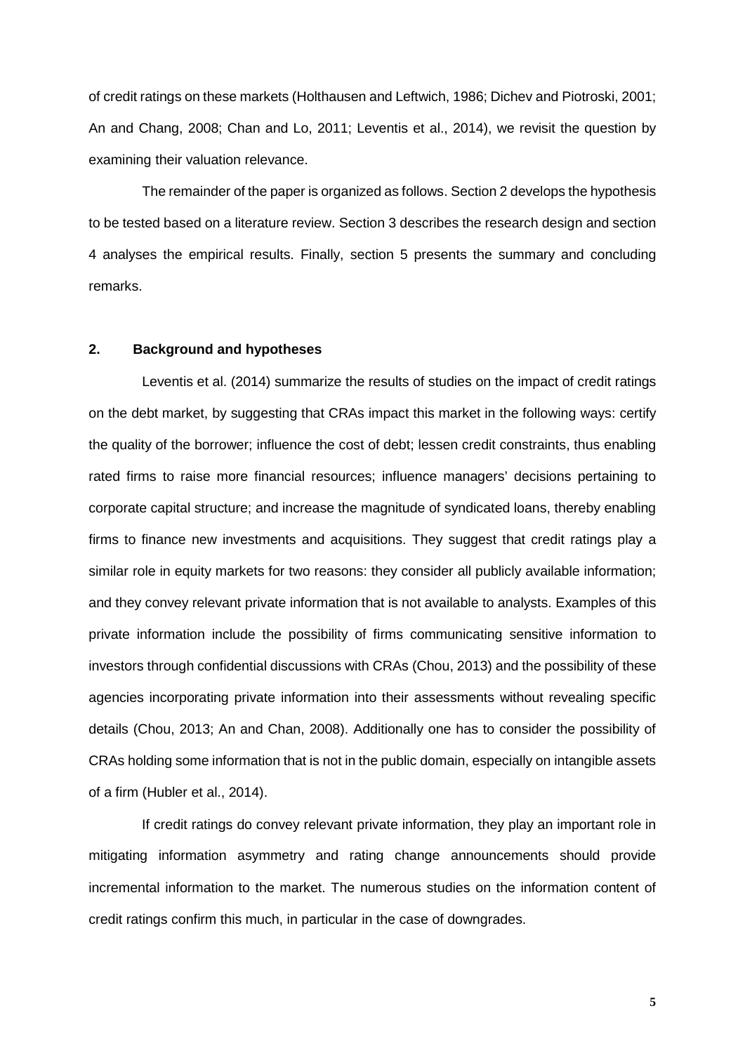of credit ratings on these markets (Holthausen and Leftwich, 1986; Dichev and Piotroski, 2001; An and Chang, 2008; Chan and Lo, 2011; Leventis et al., 2014), we revisit the question by examining their valuation relevance.

The remainder of the paper is organized as follows. Section 2 develops the hypothesis to be tested based on a literature review. Section 3 describes the research design and section 4 analyses the empirical results. Finally, section 5 presents the summary and concluding remarks.

## 2. Background and hypotheses

Leventis et al. (2014) summarize the results of studies on the impact of credit ratings on the debt market, by suggesting that CRAs impact this market in the following ways: certify the quality of the borrower; influence the cost of debt; lessen credit constraints, thus enabling rated firms to raise more financial resources; influence managers' decisions pertaining to corporate capital structure; and increase the magnitude of syndicated loans, thereby enabling firms to finance new investments and acquisitions. They suggest that credit ratings play a similar role in equity markets for two reasons: they consider all publicly available information; and they convey relevant private information that is not available to analysts. Examples of this private information include the possibility of firms communicating sensitive information to investors through confidential discussions with CRAs (Chou, 2013) and the possibility of these agencies incorporating private information into their assessments without revealing specific details (Chou, 2013; An and Chan, 2008). Additionally one has to consider the possibility of CRAs holding some information that is not in the public domain, especially on intangible assets of a firm (Hubler et al., 2014).

If credit ratings do convey relevant private information, they play an important role in mitigating information asymmetry and rating change announcements should provide incremental information to the market. The numerous studies on the information content of credit ratings confirm this much, in particular in the case of downgrades.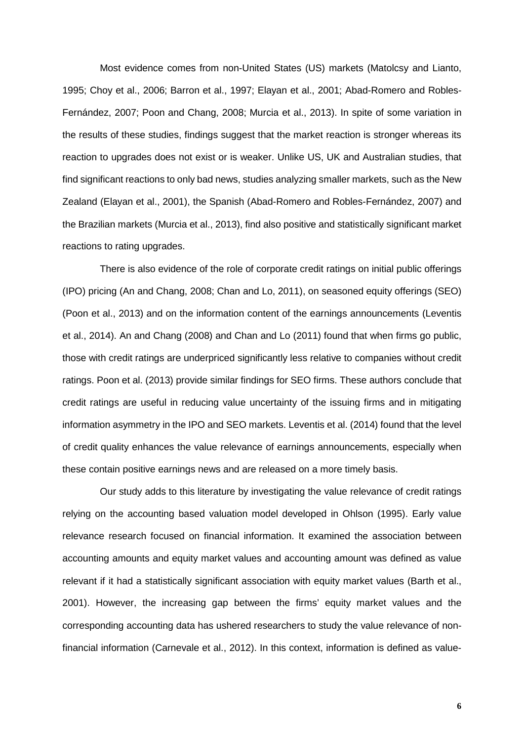Most evidence comes from non-United States (US) markets (Matolcsy and Lianto, 1995; Choy et al., 2006; Barron et al., 1997; Elayan et al., 2001; Abad-Romero and Robles-Fernández, 2007; Poon and Chang, 2008; Murcia et al., 2013). In spite of some variation in the results of these studies, findings suggest that the market reaction is stronger whereas its reaction to upgrades does not exist or is weaker. Unlike US, UK and Australian studies, that find significant reactions to only bad news, studies analyzing smaller markets, such as the New Zealand (Elayan et al., 2001), the Spanish (Abad-Romero and Robles-Fernández, 2007) and the Brazilian markets (Murcia et al., 2013), find also positive and statistically significant market reactions to rating upgrades.

There is also evidence of the role of corporate credit ratings on initial public offerings (IPO) pricing (An and Chang, 2008; Chan and Lo, 2011), on seasoned equity offerings (SEO) (Poon et al., 2013) and on the information content of the earnings announcements (Leventis et al., 2014). An and Chang (2008) and Chan and Lo (2011) found that when firms go public, those with credit ratings are underpriced significantly less relative to companies without credit ratings. Poon et al. (2013) provide similar findings for SEO firms. These authors conclude that credit ratings are useful in reducing value uncertainty of the issuing firms and in mitigating information asymmetry in the IPO and SEO markets. Leventis et al. (2014) found that the level of credit quality enhances the value relevance of earnings announcements, especially when these contain positive earnings news and are released on a more timely basis.

Our study adds to this literature by investigating the value relevance of credit ratings relying on the accounting based valuation model developed in Ohlson (1995). Early value relevance research focused on financial information. It examined the association between accounting amounts and equity market values and accounting amount was defined as value relevant if it had a statistically significant association with equity market values (Barth et al., 2001). However, the increasing gap between the firms' equity market values and the corresponding accounting data has ushered researchers to study the value relevance of non-financial information (Carnevale et al., 2012). In this context, information is defined as value-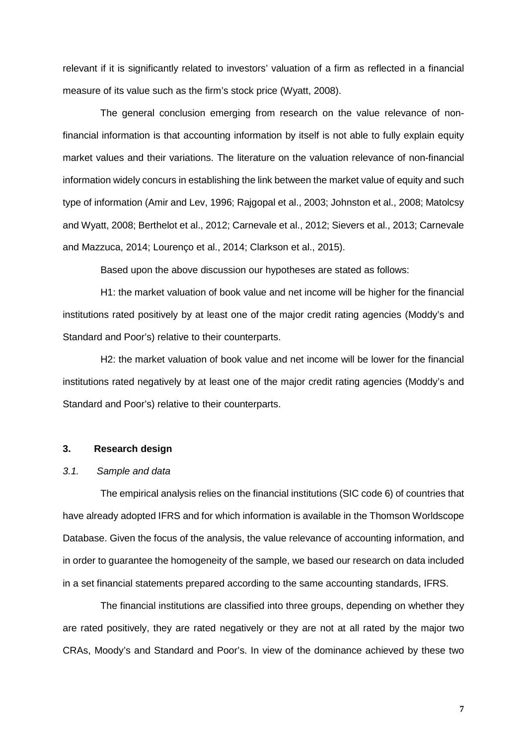relevant if it is significantly related to investors' valuation of a firm as reflected in a financial measure of its value such as the firm's stock price (Wyatt, 2008).

The general conclusion emerging from research on the value relevance of non-financial information is that accounting information by itself is not able to fully explain equity market values and their variations. The literature on the valuation relevance of non-financial information widely concurs in establishing the link between the market value of equity and such type of information (Amir and Lev, 1996; Rajgopal et al., 2003; Johnston et al., 2008; Matolcsy and Wyatt, 2008; Berthelot et al., 2012; Carnevale et al., 2012; Sievers et al., 2013; Carnevale and Mazzuca, 2014; Lourenço et al., 2014; Clarkson et al., 2015).

Based upon the above discussion our hypotheses are stated as follows:

H1: the market valuation of book value and net income will be higher for the financial institutions rated positively by at least one of the major credit rating agencies (Moddy's and Standard and Poor's) relative to their counterparts.

H2: the market valuation of book value and net income will be lower for the financial institutions rated negatively by at least one of the major credit rating agencies (Moddy's and Standard and Poor's) relative to their counterparts.

## 3. Research design

### *3.1. Sample and data*

The empirical analysis relies on the financial institutions (SIC code 6) of countries that have already adopted IFRS and for which information is available in the Thomson Worldscope Database. Given the focus of the analysis, the value relevance of accounting information, and in order to guarantee the homogeneity of the sample, we based our research on data included in a set financial statements prepared according to the same accounting standards, IFRS.

The financial institutions are classified into three groups, depending on whether they are rated positively, they are rated negatively or they are not at all rated by the major two CRAs, Moody's and Standard and Poor's. In view of the dominance achieved by these two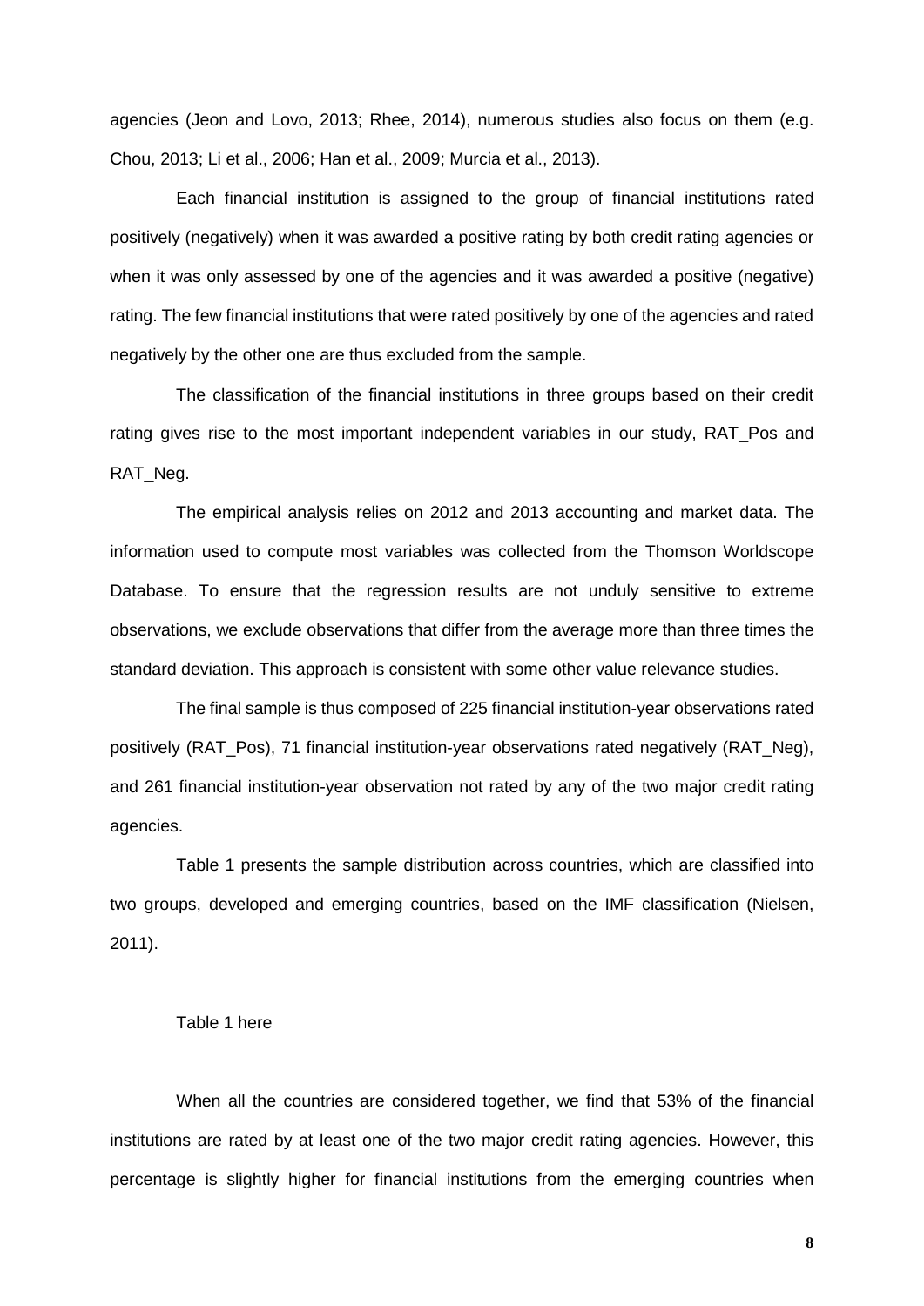agencies (Jeon and Lovo, 2013; Rhee, 2014), numerous studies also focus on them (e.g. Chou, 2013; Li et al., 2006; Han et al., 2009; Murcia et al., 2013).

Each financial institution is assigned to the group of financial institutions rated positively (negatively) when it was awarded a positive rating by both credit rating agencies or when it was only assessed by one of the agencies and it was awarded a positive (negative) rating. The few financial institutions that were rated positively by one of the agencies and rated negatively by the other one are thus excluded from the sample.

The classification of the financial institutions in three groups based on their credit rating gives rise to the most important independent variables in our study, RAT_Pos and RAT_Neg.

The empirical analysis relies on 2012 and 2013 accounting and market data. The information used to compute most variables was collected from the Thomson Worldscope Database. To ensure that the regression results are not unduly sensitive to extreme observations, we exclude observations that differ from the average more than three times the standard deviation. This approach is consistent with some other value relevance studies.

The final sample is thus composed of 225 financial institution-year observations rated positively (RAT_Pos), 71 financial institution-year observations rated negatively (RAT_Neg), and 261 financial institution-year observation not rated by any of the two major credit rating agencies.

Table 1 presents the sample distribution across countries, which are classified into two groups, developed and emerging countries, based on the IMF classification (Nielsen, 2011).

Table 1 here

When all the countries are considered together, we find that 53% of the financial institutions are rated by at least one of the two major credit rating agencies. However, this percentage is slightly higher for financial institutions from the emerging countries when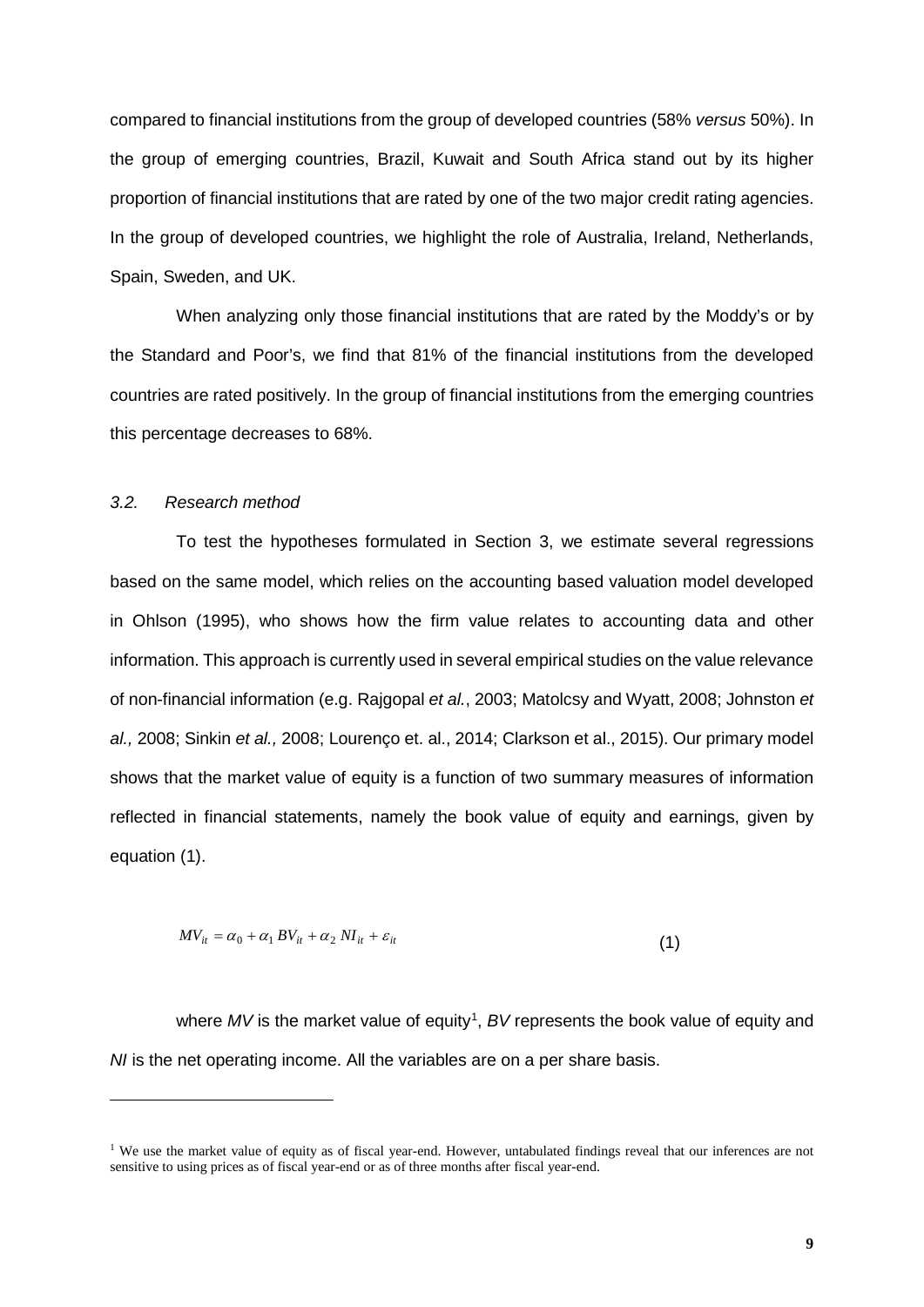compared to financial institutions from the group of developed countries (58% *versus* 50%). In the group of emerging countries, Brazil, Kuwait and South Africa stand out by its higher proportion of financial institutions that are rated by one of the two major credit rating agencies. In the group of developed countries, we highlight the role of Australia, Ireland, Netherlands, Spain, Sweden, and UK.

When analyzing only those financial institutions that are rated by the Moddy's or by the Standard and Poor's, we find that 81% of the financial institutions from the developed countries are rated positively. In the group of financial institutions from the emerging countries this percentage decreases to 68%.

### *3.2. Research method*

To test the hypotheses formulated in Section 3, we estimate several regressions based on the same model, which relies on the accounting based valuation model developed in Ohlson (1995), who shows how the firm value relates to accounting data and other information. This approach is currently used in several empirical studies on the value relevance of non-financial information (e.g. Rajgopal *et al.*, 2003; Matolcsy and Wyatt, 2008; Johnston *et al.,* 2008; Sinkin *et al.,* 2008; Lourenço et. al., 2014; Clarkson et al., 2015). Our primary model shows that the market value of equity is a function of two summary measures of information reflected in financial statements, namely the book value of equity and earnings, given by equation (1).

$$MV_{it} = \alpha_0 + \alpha_1 BV_{it} + \alpha_2 NI_{it} + \varepsilon_{it} \tag{1}$$

where *MV* is the market value of equity[1], *BV* represents the book value of equity and *NI* is the net operating income. All the variables are on a per share basis.

---

[1] We use the market value of equity as of fiscal year-end. However, untabulated findings reveal that our inferences are not sensitive to using prices as of fiscal year-end or as of three months after fiscal year-end.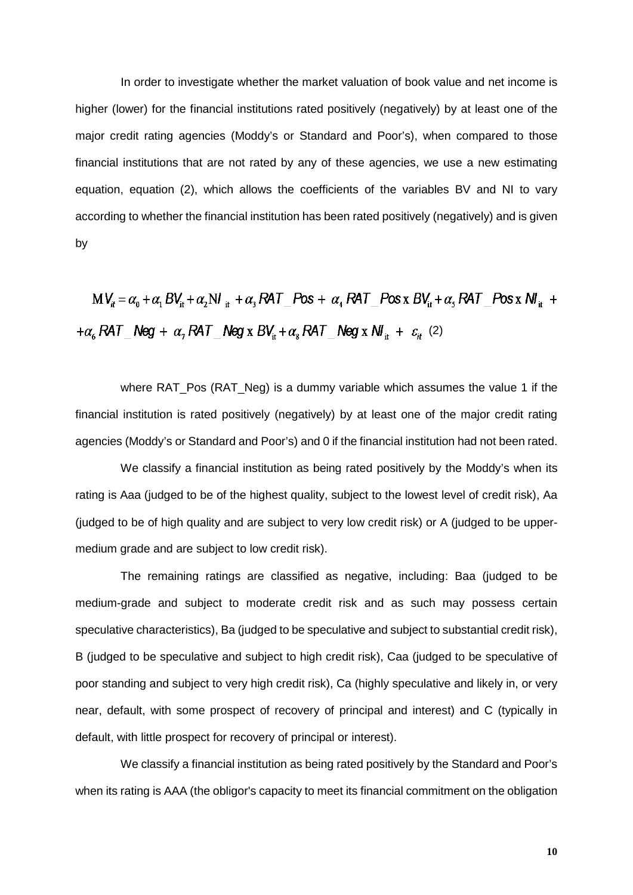In order to investigate whether the market valuation of book value and net income is higher (lower) for the financial institutions rated positively (negatively) by at least one of the major credit rating agencies (Moddy's or Standard and Poor's), when compared to those financial institutions that are not rated by any of these agencies, we use a new estimating equation, equation (2), which allows the coefficients of the variables BV and NI to vary according to whether the financial institution has been rated positively (negatively) and is given by

$$MV_{it} = \alpha_0 + \alpha_1 BV_{it} + \alpha_2 NI_{it} + \alpha_3 RAT\_Pos + \alpha_4 RAT\_Pos \times BV_{it} + \alpha_5 RAT\_Pos \times NI_{it} + \alpha_6 RAT\_Neg + \alpha_7 RAT\_Neg \times BV_{it} + \alpha_8 RAT\_Neg \times NI_{it} + \varepsilon_{it} \quad (2)$$

where RAT_Pos (RAT_Neg) is a dummy variable which assumes the value 1 if the financial institution is rated positively (negatively) by at least one of the major credit rating agencies (Moddy's or Standard and Poor's) and 0 if the financial institution had not been rated.

We classify a financial institution as being rated positively by the Moddy's when its rating is Aaa (judged to be of the highest quality, subject to the lowest level of credit risk), Aa (judged to be of high quality and are subject to very low credit risk) or A (judged to be upper-medium grade and are subject to low credit risk).

The remaining ratings are classified as negative, including: Baa (judged to be medium-grade and subject to moderate credit risk and as such may possess certain speculative characteristics), Ba (judged to be speculative and subject to substantial credit risk), B (judged to be speculative and subject to high credit risk), Caa (judged to be speculative of poor standing and subject to very high credit risk), Ca (highly speculative and likely in, or very near, default, with some prospect of recovery of principal and interest) and C (typically in default, with little prospect for recovery of principal or interest).

We classify a financial institution as being rated positively by the Standard and Poor's when its rating is AAA (the obligor's capacity to meet its financial commitment on the obligation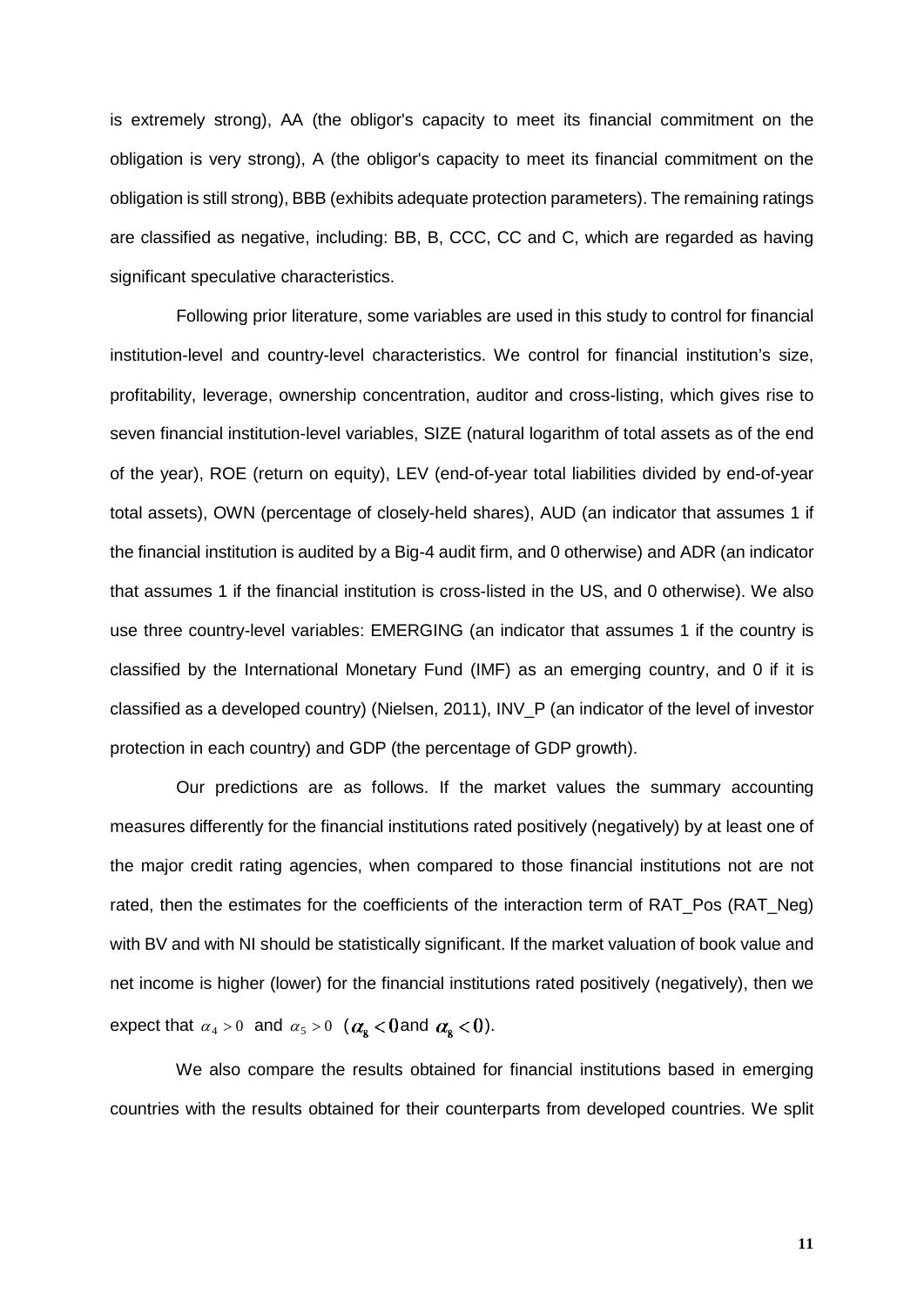is extremely strong), AA (the obligor's capacity to meet its financial commitment on the obligation is very strong), A (the obligor's capacity to meet its financial commitment on the obligation is still strong), BBB (exhibits adequate protection parameters). The remaining ratings are classified as negative, including: BB, B, CCC, CC and C, which are regarded as having significant speculative characteristics.

Following prior literature, some variables are used in this study to control for financial institution-level and country-level characteristics. We control for financial institution's size, profitability, leverage, ownership concentration, auditor and cross-listing, which gives rise to seven financial institution-level variables, SIZE (natural logarithm of total assets as of the end of the year), ROE (return on equity), LEV (end-of-year total liabilities divided by end-of-year total assets), OWN (percentage of closely-held shares), AUD (an indicator that assumes 1 if the financial institution is audited by a Big-4 audit firm, and 0 otherwise) and ADR (an indicator that assumes 1 if the financial institution is cross-listed in the US, and 0 otherwise). We also use three country-level variables: EMERGING (an indicator that assumes 1 if the country is classified by the International Monetary Fund (IMF) as an emerging country, and 0 if it is classified as a developed country) (Nielsen, 2011), INV_P (an indicator of the level of investor protection in each country) and GDP (the percentage of GDP growth).

Our predictions are as follows. If the market values the summary accounting measures differently for the financial institutions rated positively (negatively) by at least one of the major credit rating agencies, when compared to those financial institutions not are not rated, then the estimates for the coefficients of the interaction term of RAT_Pos (RAT_Neg) with BV and with NI should be statistically significant. If the market valuation of book value and net income is higher (lower) for the financial institutions rated positively (negatively), then we expect that $\alpha_4 > 0$ and $\alpha_5 > 0$ ($\alpha_8 < 0$ and $\alpha_8 < 0$).

We also compare the results obtained for financial institutions based in emerging countries with the results obtained for their counterparts from developed countries. We split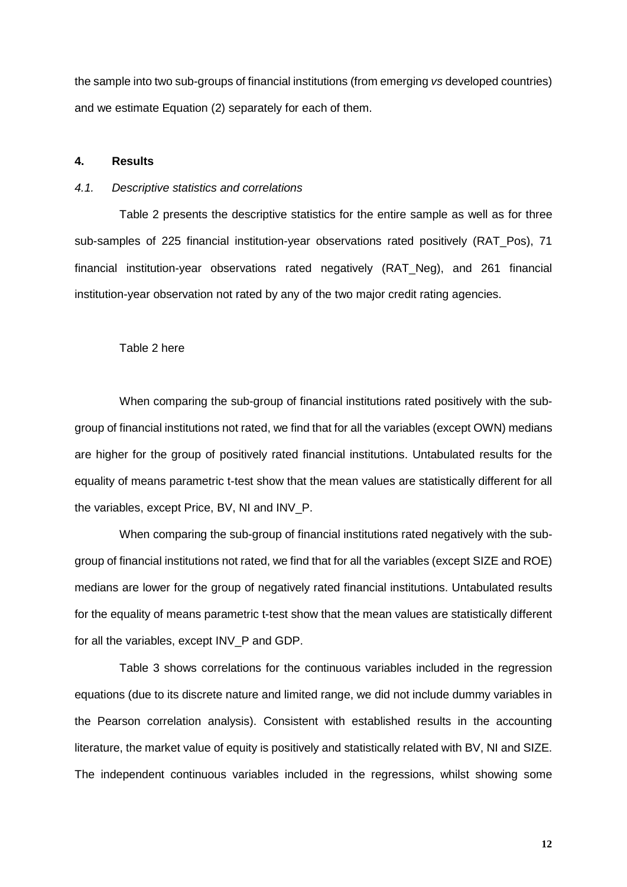the sample into two sub-groups of financial institutions (from emerging *vs* developed countries) and we estimate Equation (2) separately for each of them.

## 4. Results

### *4.1. Descriptive statistics and correlations*

Table 2 presents the descriptive statistics for the entire sample as well as for three sub-samples of 225 financial institution-year observations rated positively (RAT_Pos), 71 financial institution-year observations rated negatively (RAT_Neg), and 261 financial institution-year observation not rated by any of the two major credit rating agencies.

Table 2 here

When comparing the sub-group of financial institutions rated positively with the sub-group of financial institutions not rated, we find that for all the variables (except OWN) medians are higher for the group of positively rated financial institutions. Untabulated results for the equality of means parametric t-test show that the mean values are statistically different for all the variables, except Price, BV, NI and INV_P.

When comparing the sub-group of financial institutions rated negatively with the sub-group of financial institutions not rated, we find that for all the variables (except SIZE and ROE) medians are lower for the group of negatively rated financial institutions. Untabulated results for the equality of means parametric t-test show that the mean values are statistically different for all the variables, except INV_P and GDP.

Table 3 shows correlations for the continuous variables included in the regression equations (due to its discrete nature and limited range, we did not include dummy variables in the Pearson correlation analysis). Consistent with established results in the accounting literature, the market value of equity is positively and statistically related with BV, NI and SIZE. The independent continuous variables included in the regressions, whilst showing some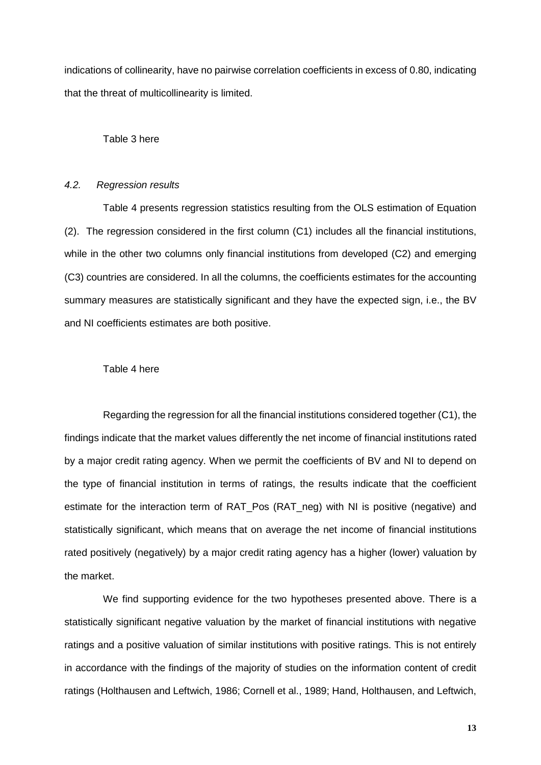indications of collinearity, have no pairwise correlation coefficients in excess of 0.80, indicating that the threat of multicollinearity is limited.

Table 3 here

### *4.2. Regression results*

Table 4 presents regression statistics resulting from the OLS estimation of Equation (2). The regression considered in the first column (C1) includes all the financial institutions, while in the other two columns only financial institutions from developed (C2) and emerging (C3) countries are considered. In all the columns, the coefficients estimates for the accounting summary measures are statistically significant and they have the expected sign, i.e., the BV and NI coefficients estimates are both positive.

Table 4 here

Regarding the regression for all the financial institutions considered together (C1), the findings indicate that the market values differently the net income of financial institutions rated by a major credit rating agency. When we permit the coefficients of BV and NI to depend on the type of financial institution in terms of ratings, the results indicate that the coefficient estimate for the interaction term of RAT_Pos (RAT_neg) with NI is positive (negative) and statistically significant, which means that on average the net income of financial institutions rated positively (negatively) by a major credit rating agency has a higher (lower) valuation by the market.

We find supporting evidence for the two hypotheses presented above. There is a statistically significant negative valuation by the market of financial institutions with negative ratings and a positive valuation of similar institutions with positive ratings. This is not entirely in accordance with the findings of the majority of studies on the information content of credit ratings (Holthausen and Leftwich, 1986; Cornell et al., 1989; Hand, Holthausen, and Leftwich,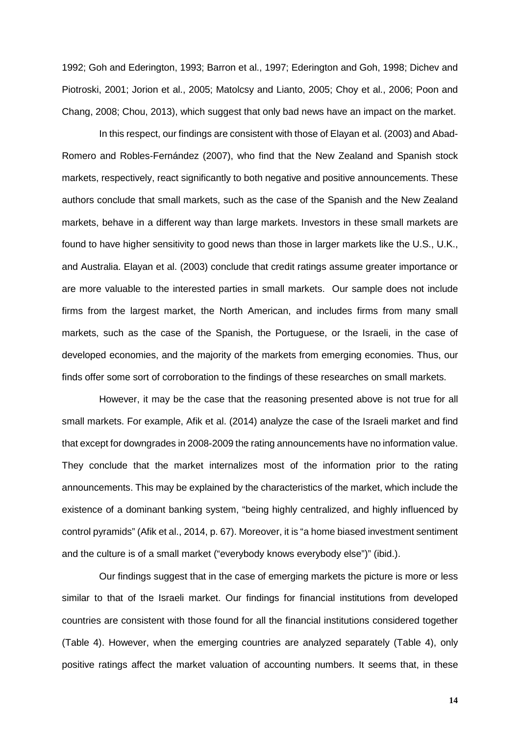1992; Goh and Ederington, 1993; Barron et al., 1997; Ederington and Goh, 1998; Dichev and Piotroski, 2001; Jorion et al., 2005; Matolcsy and Lianto, 2005; Choy et al., 2006; Poon and Chang, 2008; Chou, 2013), which suggest that only bad news have an impact on the market.

In this respect, our findings are consistent with those of Elayan et al. (2003) and Abad-Romero and Robles-Fernández (2007), who find that the New Zealand and Spanish stock markets, respectively, react significantly to both negative and positive announcements. These authors conclude that small markets, such as the case of the Spanish and the New Zealand markets, behave in a different way than large markets. Investors in these small markets are found to have higher sensitivity to good news than those in larger markets like the U.S., U.K., and Australia. Elayan et al. (2003) conclude that credit ratings assume greater importance or are more valuable to the interested parties in small markets. Our sample does not include firms from the largest market, the North American, and includes firms from many small markets, such as the case of the Spanish, the Portuguese, or the Israeli, in the case of developed economies, and the majority of the markets from emerging economies. Thus, our finds offer some sort of corroboration to the findings of these researches on small markets.

However, it may be the case that the reasoning presented above is not true for all small markets. For example, Afik et al. (2014) analyze the case of the Israeli market and find that except for downgrades in 2008-2009 the rating announcements have no information value. They conclude that the market internalizes most of the information prior to the rating announcements. This may be explained by the characteristics of the market, which include the existence of a dominant banking system, "being highly centralized, and highly influenced by control pyramids" (Afik et al., 2014, p. 67). Moreover, it is "a home biased investment sentiment and the culture is of a small market ("everybody knows everybody else")" (ibid.).

Our findings suggest that in the case of emerging markets the picture is more or less similar to that of the Israeli market. Our findings for financial institutions from developed countries are consistent with those found for all the financial institutions considered together (Table 4). However, when the emerging countries are analyzed separately (Table 4), only positive ratings affect the market valuation of accounting numbers. It seems that, in these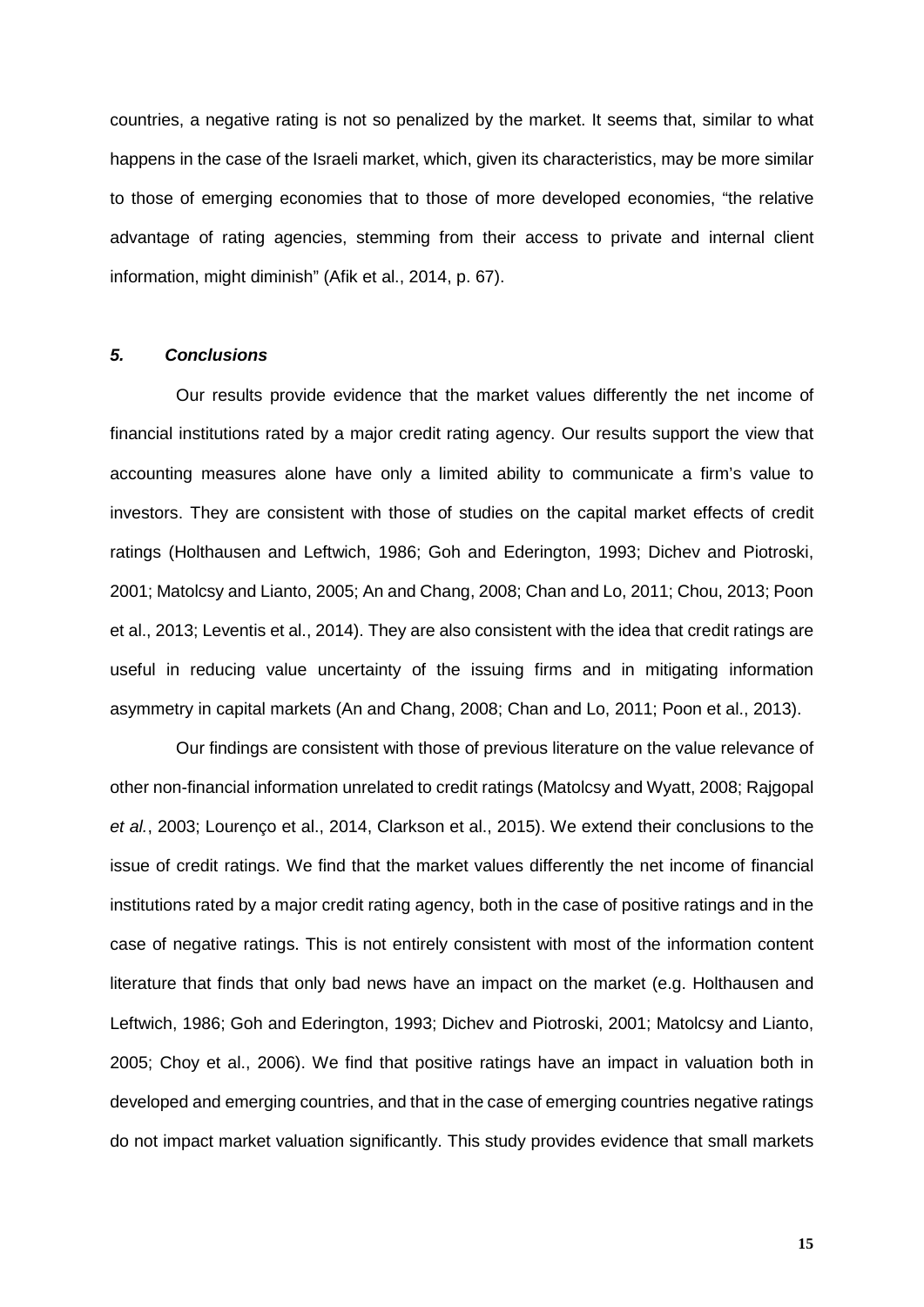countries, a negative rating is not so penalized by the market. It seems that, similar to what happens in the case of the Israeli market, which, given its characteristics, may be more similar to those of emerging economies that to those of more developed economies, "the relative advantage of rating agencies, stemming from their access to private and internal client information, might diminish" (Afik et al., 2014, p. 67).

### *5. Conclusions*

Our results provide evidence that the market values differently the net income of financial institutions rated by a major credit rating agency. Our results support the view that accounting measures alone have only a limited ability to communicate a firm's value to investors. They are consistent with those of studies on the capital market effects of credit ratings (Holthausen and Leftwich, 1986; Goh and Ederington, 1993; Dichev and Piotroski, 2001; Matolcsy and Lianto, 2005; An and Chang, 2008; Chan and Lo, 2011; Chou, 2013; Poon et al., 2013; Leventis et al., 2014). They are also consistent with the idea that credit ratings are useful in reducing value uncertainty of the issuing firms and in mitigating information asymmetry in capital markets (An and Chang, 2008; Chan and Lo, 2011; Poon et al., 2013).

Our findings are consistent with those of previous literature on the value relevance of other non-financial information unrelated to credit ratings (Matolcsy and Wyatt, 2008; Rajgopal *et al.*, 2003; Lourenço et al., 2014, Clarkson et al., 2015). We extend their conclusions to the issue of credit ratings. We find that the market values differently the net income of financial institutions rated by a major credit rating agency, both in the case of positive ratings and in the case of negative ratings. This is not entirely consistent with most of the information content literature that finds that only bad news have an impact on the market (e.g. Holthausen and Leftwich, 1986; Goh and Ederington, 1993; Dichev and Piotroski, 2001; Matolcsy and Lianto, 2005; Choy et al., 2006). We find that positive ratings have an impact in valuation both in developed and emerging countries, and that in the case of emerging countries negative ratings do not impact market valuation significantly. This study provides evidence that small markets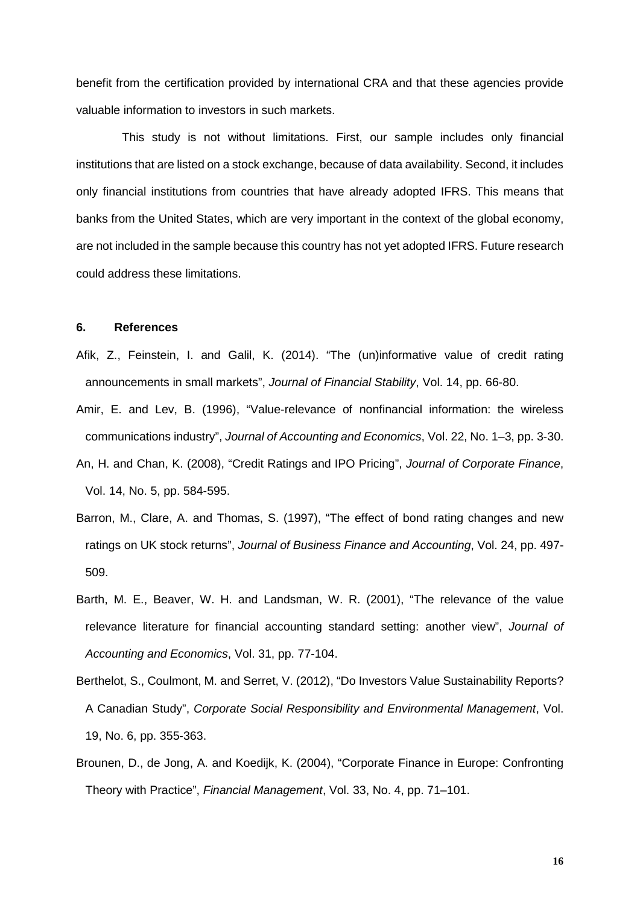benefit from the certification provided by international CRA and that these agencies provide valuable information to investors in such markets.

This study is not without limitations. First, our sample includes only financial institutions that are listed on a stock exchange, because of data availability. Second, it includes only financial institutions from countries that have already adopted IFRS. This means that banks from the United States, which are very important in the context of the global economy, are not included in the sample because this country has not yet adopted IFRS. Future research could address these limitations.

## 6. References

Afik, Z., Feinstein, I. and Galil, K. (2014). "The (un)informative value of credit rating announcements in small markets", *Journal of Financial Stability*, Vol. 14, pp. 66-80.

Amir, E. and Lev, B. (1996), "Value-relevance of nonfinancial information: the wireless communications industry", *Journal of Accounting and Economics*, Vol. 22, No. 1–3, pp. 3-30.

An, H. and Chan, K. (2008), "Credit Ratings and IPO Pricing", *Journal of Corporate Finance*, Vol. 14, No. 5, pp. 584-595.

Barron, M., Clare, A. and Thomas, S. (1997), "The effect of bond rating changes and new ratings on UK stock returns", *Journal of Business Finance and Accounting*, Vol. 24, pp. 497-509.

Barth, M. E., Beaver, W. H. and Landsman, W. R. (2001), "The relevance of the value relevance literature for financial accounting standard setting: another view", *Journal of Accounting and Economics*, Vol. 31, pp. 77-104.

Berthelot, S., Coulmont, M. and Serret, V. (2012), "Do Investors Value Sustainability Reports? A Canadian Study", *Corporate Social Responsibility and Environmental Management*, Vol. 19, No. 6, pp. 355-363.

Brounen, D., de Jong, A. and Koedijk, K. (2004), "Corporate Finance in Europe: Confronting Theory with Practice", *Financial Management*, Vol. 33, No. 4, pp. 71–101.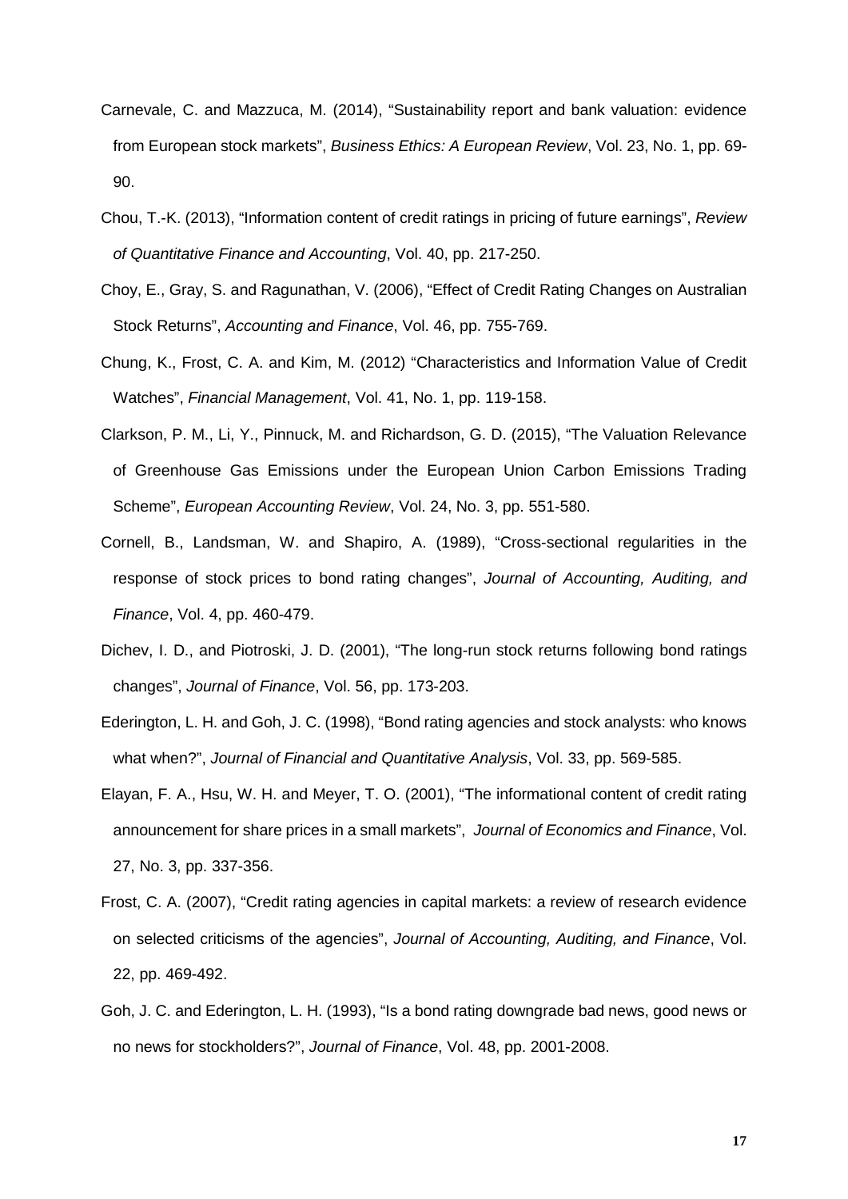Carnevale, C. and Mazzuca, M. (2014), "Sustainability report and bank valuation: evidence from European stock markets", *Business Ethics: A European Review*, Vol. 23, No. 1, pp. 69-90.

Chou, T.-K. (2013), "Information content of credit ratings in pricing of future earnings", *Review of Quantitative Finance and Accounting*, Vol. 40, pp. 217-250.

Choy, E., Gray, S. and Ragunathan, V. (2006), "Effect of Credit Rating Changes on Australian Stock Returns", *Accounting and Finance*, Vol. 46, pp. 755-769.

Chung, K., Frost, C. A. and Kim, M. (2012) "Characteristics and Information Value of Credit Watches", *Financial Management*, Vol. 41, No. 1, pp. 119-158.

Clarkson, P. M., Li, Y., Pinnuck, M. and Richardson, G. D. (2015), "The Valuation Relevance of Greenhouse Gas Emissions under the European Union Carbon Emissions Trading Scheme", *European Accounting Review*, Vol. 24, No. 3, pp. 551-580.

Cornell, B., Landsman, W. and Shapiro, A. (1989), "Cross-sectional regularities in the response of stock prices to bond rating changes", *Journal of Accounting, Auditing, and Finance*, Vol. 4, pp. 460-479.

Dichev, I. D., and Piotroski, J. D. (2001), "The long-run stock returns following bond ratings changes", *Journal of Finance*, Vol. 56, pp. 173-203.

Ederington, L. H. and Goh, J. C. (1998), "Bond rating agencies and stock analysts: who knows what when?", *Journal of Financial and Quantitative Analysis*, Vol. 33, pp. 569-585.

Elayan, F. A., Hsu, W. H. and Meyer, T. O. (2001), "The informational content of credit rating announcement for share prices in a small markets", *Journal of Economics and Finance*, Vol. 27, No. 3, pp. 337-356.

Frost, C. A. (2007), "Credit rating agencies in capital markets: a review of research evidence on selected criticisms of the agencies", *Journal of Accounting, Auditing, and Finance*, Vol. 22, pp. 469-492.

Goh, J. C. and Ederington, L. H. (1993), "Is a bond rating downgrade bad news, good news or no news for stockholders?", *Journal of Finance*, Vol. 48, pp. 2001-2008.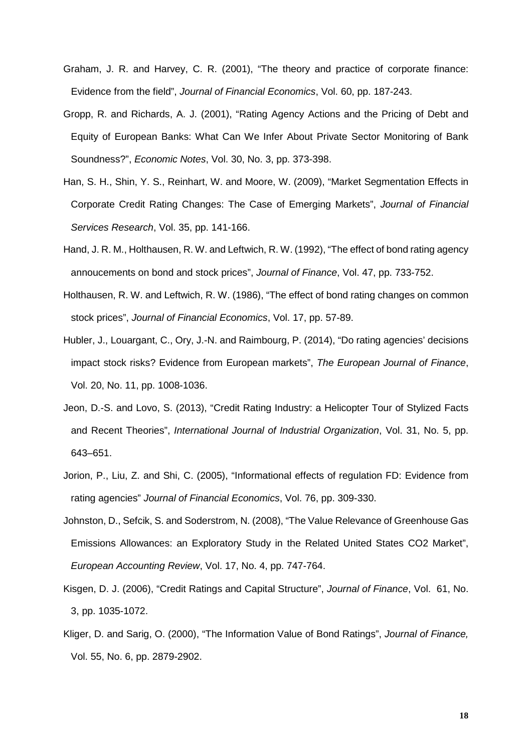Graham, J. R. and Harvey, C. R. (2001), "The theory and practice of corporate finance: Evidence from the field", *Journal of Financial Economics*, Vol. 60, pp. 187-243.

Gropp, R. and Richards, A. J. (2001), "Rating Agency Actions and the Pricing of Debt and Equity of European Banks: What Can We Infer About Private Sector Monitoring of Bank Soundness?", *Economic Notes*, Vol. 30, No. 3, pp. 373-398.

Han, S. H., Shin, Y. S., Reinhart, W. and Moore, W. (2009), "Market Segmentation Effects in Corporate Credit Rating Changes: The Case of Emerging Markets", *Journal of Financial Services Research*, Vol. 35, pp. 141-166.

Hand, J. R. M., Holthausen, R. W. and Leftwich, R. W. (1992), "The effect of bond rating agency annoucements on bond and stock prices", *Journal of Finance*, Vol. 47, pp. 733-752.

Holthausen, R. W. and Leftwich, R. W. (1986), "The effect of bond rating changes on common stock prices", *Journal of Financial Economics*, Vol. 17, pp. 57-89.

Hubler, J., Louargant, C., Ory, J.-N. and Raimbourg, P. (2014), "Do rating agencies' decisions impact stock risks? Evidence from European markets", *The European Journal of Finance*, Vol. 20, No. 11, pp. 1008-1036.

Jeon, D.-S. and Lovo, S. (2013), "Credit Rating Industry: a Helicopter Tour of Stylized Facts and Recent Theories", *International Journal of Industrial Organization*, Vol. 31, No. 5, pp. 643–651.

Jorion, P., Liu, Z. and Shi, C. (2005), "Informational effects of regulation FD: Evidence from rating agencies" *Journal of Financial Economics*, Vol. 76, pp. 309-330.

Johnston, D., Sefcik, S. and Soderstrom, N. (2008), "The Value Relevance of Greenhouse Gas Emissions Allowances: an Exploratory Study in the Related United States CO2 Market", *European Accounting Review*, Vol. 17, No. 4, pp. 747-764.

Kisgen, D. J. (2006), "Credit Ratings and Capital Structure", *Journal of Finance*, Vol. 61, No. 3, pp. 1035-1072.

Kliger, D. and Sarig, O. (2000), "The Information Value of Bond Ratings", *Journal of Finance,* Vol. 55, No. 6, pp. 2879-2902.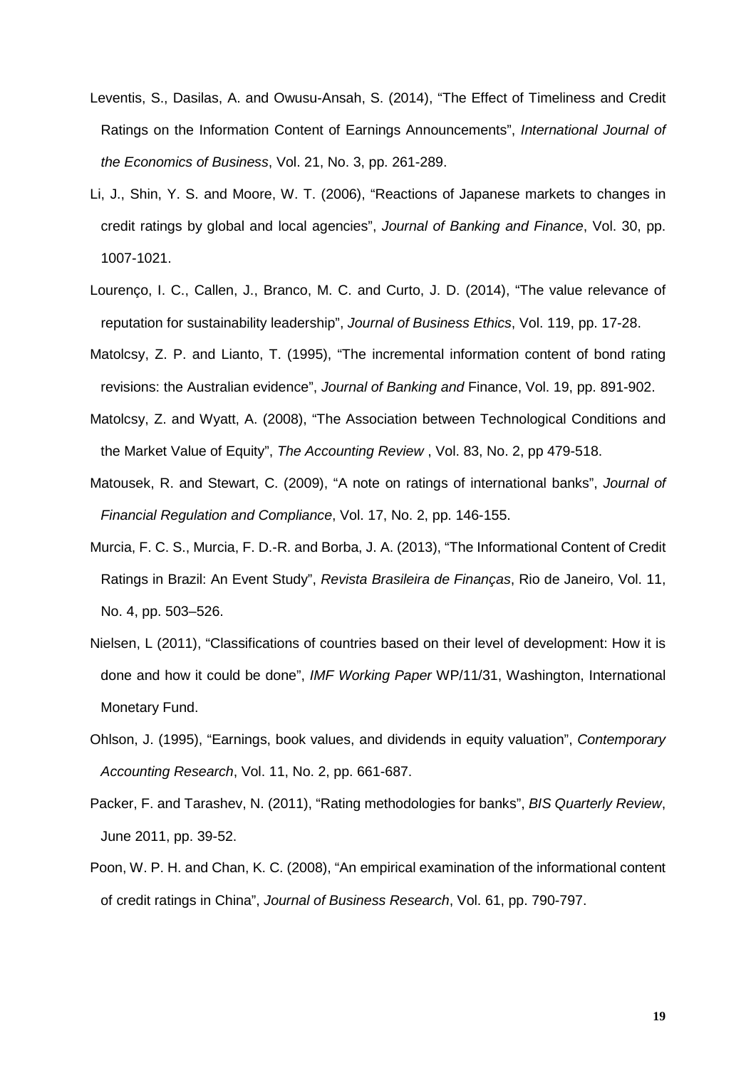Leventis, S., Dasilas, A. and Owusu-Ansah, S. (2014), "The Effect of Timeliness and Credit Ratings on the Information Content of Earnings Announcements", *International Journal of the Economics of Business*, Vol. 21, No. 3, pp. 261-289.

Li, J., Shin, Y. S. and Moore, W. T. (2006), "Reactions of Japanese markets to changes in credit ratings by global and local agencies", *Journal of Banking and Finance*, Vol. 30, pp. 1007-1021.

Lourenço, I. C., Callen, J., Branco, M. C. and Curto, J. D. (2014), "The value relevance of reputation for sustainability leadership", *Journal of Business Ethics*, Vol. 119, pp. 17-28.

Matolcsy, Z. P. and Lianto, T. (1995), "The incremental information content of bond rating revisions: the Australian evidence", *Journal of Banking and* Finance, Vol. 19, pp. 891-902.

Matolcsy, Z. and Wyatt, A. (2008), "The Association between Technological Conditions and the Market Value of Equity", *The Accounting Review* , Vol. 83, No. 2, pp 479-518.

Matousek, R. and Stewart, C. (2009), "A note on ratings of international banks", *Journal of Financial Regulation and Compliance*, Vol. 17, No. 2, pp. 146-155.

Murcia, F. C. S., Murcia, F. D.-R. and Borba, J. A. (2013), "The Informational Content of Credit Ratings in Brazil: An Event Study", *Revista Brasileira de Finanças*, Rio de Janeiro, Vol. 11, No. 4, pp. 503–526.

Nielsen, L (2011), "Classifications of countries based on their level of development: How it is done and how it could be done", *IMF Working Paper* WP/11/31, Washington, International Monetary Fund.

Ohlson, J. (1995), "Earnings, book values, and dividends in equity valuation", *Contemporary Accounting Research*, Vol. 11, No. 2, pp. 661-687.

Packer, F. and Tarashev, N. (2011), "Rating methodologies for banks", *BIS Quarterly Review*, June 2011, pp. 39-52.

Poon, W. P. H. and Chan, K. C. (2008), "An empirical examination of the informational content of credit ratings in China", *Journal of Business Research*, Vol. 61, pp. 790-797.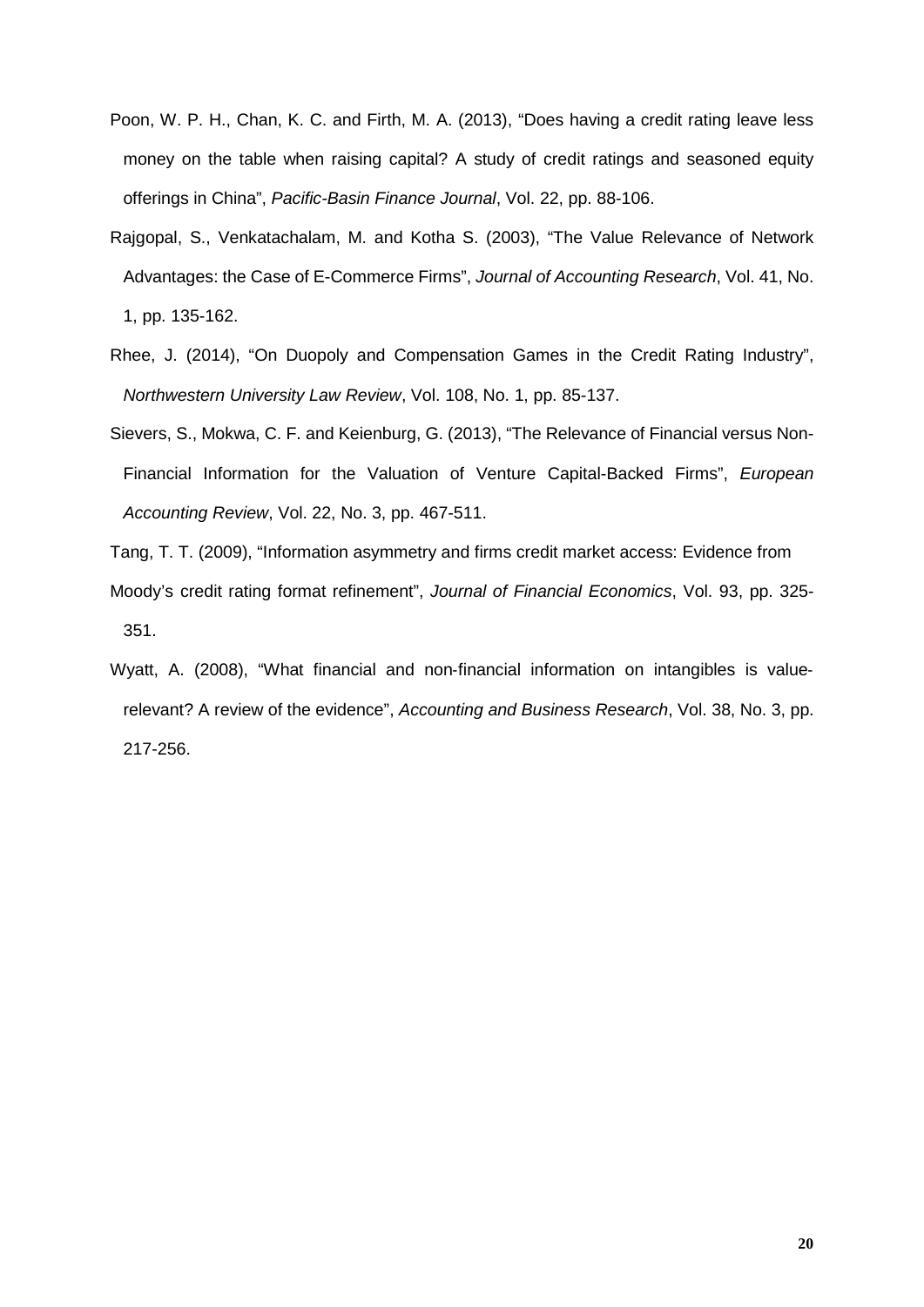Poon, W. P. H., Chan, K. C. and Firth, M. A. (2013), “Does having a credit rating leave less money on the table when raising capital? A study of credit ratings and seasoned equity offerings in China”, *Pacific-Basin Finance Journal*, Vol. 22, pp. 88-106.

Rajgopal, S., Venkatachalam, M. and Kotha S. (2003), “The Value Relevance of Network Advantages: the Case of E-Commerce Firms”, *Journal of Accounting Research*, Vol. 41, No. 1, pp. 135-162.

Rhee, J. (2014), “On Duopoly and Compensation Games in the Credit Rating Industry”, *Northwestern University Law Review*, Vol. 108, No. 1, pp. 85-137.

Sievers, S., Mokwa, C. F. and Keienburg, G. (2013), “The Relevance of Financial versus Non-Financial Information for the Valuation of Venture Capital-Backed Firms”, *European Accounting Review*, Vol. 22, No. 3, pp. 467-511.

Tang, T. T. (2009), “Information asymmetry and firms credit market access: Evidence from Moody's credit rating format refinement”, *Journal of Financial Economics*, Vol. 93, pp. 325-351.

Wyatt, A. (2008), “What financial and non-financial information on intangibles is value-relevant? A review of the evidence”, *Accounting and Business Research*, Vol. 38, No. 3, pp. 217-256.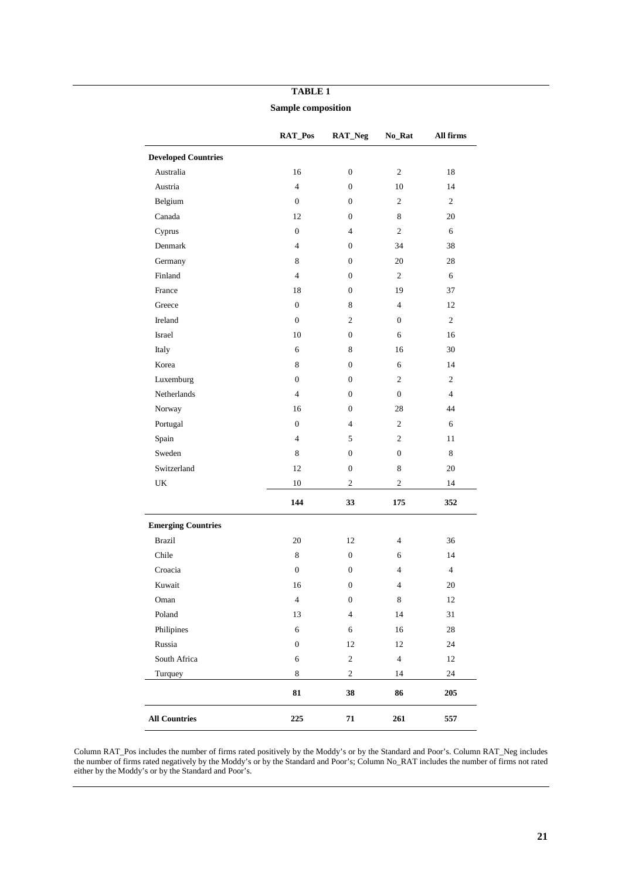**TABLE 1**

**Sample composition**

| | RAT_Pos | RAT_Neg | No_Rat | All firms |
|---|---|---|---|---|
| **Developed Countries** | | | | |
| Australia | 16 | 0 | 2 | 18 |
| Austria | 4 | 0 | 10 | 14 |
| Belgium | 0 | 0 | 2 | 2 |
| Canada | 12 | 0 | 8 | 20 |
| Cyprus | 0 | 4 | 2 | 6 |
| Denmark | 4 | 0 | 34 | 38 |
| Germany | 8 | 0 | 20 | 28 |
| Finland | 4 | 0 | 2 | 6 |
| France | 18 | 0 | 19 | 37 |
| Greece | 0 | 8 | 4 | 12 |
| Ireland | 0 | 2 | 0 | 2 |
| Israel | 10 | 0 | 6 | 16 |
| Italy | 6 | 8 | 16 | 30 |
| Korea | 8 | 0 | 6 | 14 |
| Luxemburg | 0 | 0 | 2 | 2 |
| Netherlands | 4 | 0 | 0 | 4 |
| Norway | 16 | 0 | 28 | 44 |
| Portugal | 0 | 4 | 2 | 6 |
| Spain | 4 | 5 | 2 | 11 |
| Sweden | 8 | 0 | 0 | 8 |
| Switzerland | 12 | 0 | 8 | 20 |
| UK | 10 | 2 | 2 | 14 |
| | **144** | **33** | **175** | **352** |
| **Emerging Countries** | | | | |
| Brazil | 20 | 12 | 4 | 36 |
| Chile | 8 | 0 | 6 | 14 |
| Croacia | 0 | 0 | 4 | 4 |
| Kuwait | 16 | 0 | 4 | 20 |
| Oman | 4 | 0 | 8 | 12 |
| Poland | 13 | 4 | 14 | 31 |
| Philipines | 6 | 6 | 16 | 28 |
| Russia | 0 | 12 | 12 | 24 |
| South Africa | 6 | 2 | 4 | 12 |
| Turquey | 8 | 2 | 14 | 24 |
| | **81** | **38** | **86** | **205** |
| **All Countries** | **225** | **71** | **261** | **557** |

Column RAT_Pos includes the number of firms rated positively by the Moddy's or by the Standard and Poor's. Column RAT_Neg includes the number of firms rated negatively by the Moddy's or by the Standard and Poor's; Column No_RAT includes the number of firms not rated either by the Moddy's or by the Standard and Poor's.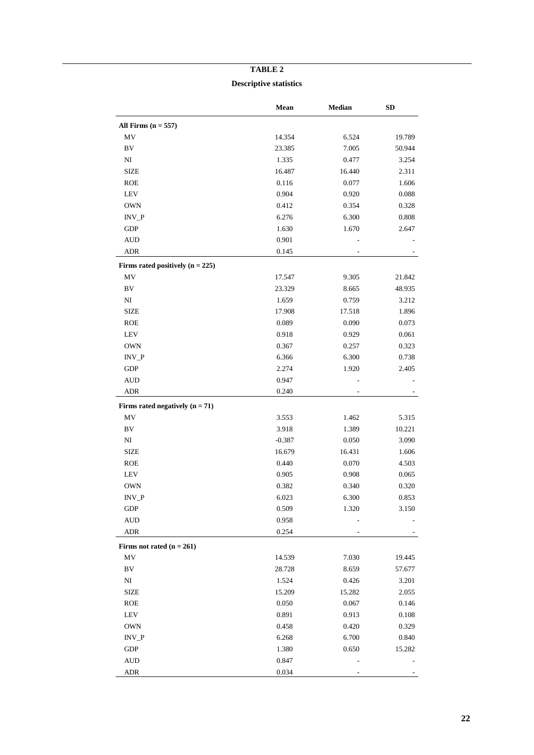**TABLE 2**

**Descriptive statistics**

| | Mean | Median | SD |
|---|---|---|---|
| **All Firms (n = 557)** | | | |
| MV | 14.354 | 6.524 | 19.789 |
| BV | 23.385 | 7.005 | 50.944 |
| NI | 1.335 | 0.477 | 3.254 |
| SIZE | 16.487 | 16.440 | 2.311 |
| ROE | 0.116 | 0.077 | 1.606 |
| LEV | 0.904 | 0.920 | 0.088 |
| OWN | 0.412 | 0.354 | 0.328 |
| INV_P | 6.276 | 6.300 | 0.808 |
| GDP | 1.630 | 1.670 | 2.647 |
| AUD | 0.901 | - | - |
| ADR | 0.145 | - | - |
| **Firms rated positively (n = 225)** | | | |
| MV | 17.547 | 9.305 | 21.842 |
| BV | 23.329 | 8.665 | 48.935 |
| NI | 1.659 | 0.759 | 3.212 |
| SIZE | 17.908 | 17.518 | 1.896 |
| ROE | 0.089 | 0.090 | 0.073 |
| LEV | 0.918 | 0.929 | 0.061 |
| OWN | 0.367 | 0.257 | 0.323 |
| INV_P | 6.366 | 6.300 | 0.738 |
| GDP | 2.274 | 1.920 | 2.405 |
| AUD | 0.947 | - | - |
| ADR | 0.240 | - | - |
| **Firms rated negatively (n = 71)** | | | |
| MV | 3.553 | 1.462 | 5.315 |
| BV | 3.918 | 1.389 | 10.221 |
| NI | -0.387 | 0.050 | 3.090 |
| SIZE | 16.679 | 16.431 | 1.606 |
| ROE | 0.440 | 0.070 | 4.503 |
| LEV | 0.905 | 0.908 | 0.065 |
| OWN | 0.382 | 0.340 | 0.320 |
| INV_P | 6.023 | 6.300 | 0.853 |
| GDP | 0.509 | 1.320 | 3.150 |
| AUD | 0.958 | - | - |
| ADR | 0.254 | - | - |
| **Firms not rated (n = 261)** | | | |
| MV | 14.539 | 7.030 | 19.445 |
| BV | 28.728 | 8.659 | 57.677 |
| NI | 1.524 | 0.426 | 3.201 |
| SIZE | 15.209 | 15.282 | 2.055 |
| ROE | 0.050 | 0.067 | 0.146 |
| LEV | 0.891 | 0.913 | 0.108 |
| OWN | 0.458 | 0.420 | 0.329 |
| INV_P | 6.268 | 6.700 | 0.840 |
| GDP | 1.380 | 0.650 | 15.282 |
| AUD | 0.847 | - | - |
| ADR | 0.034 | - | - |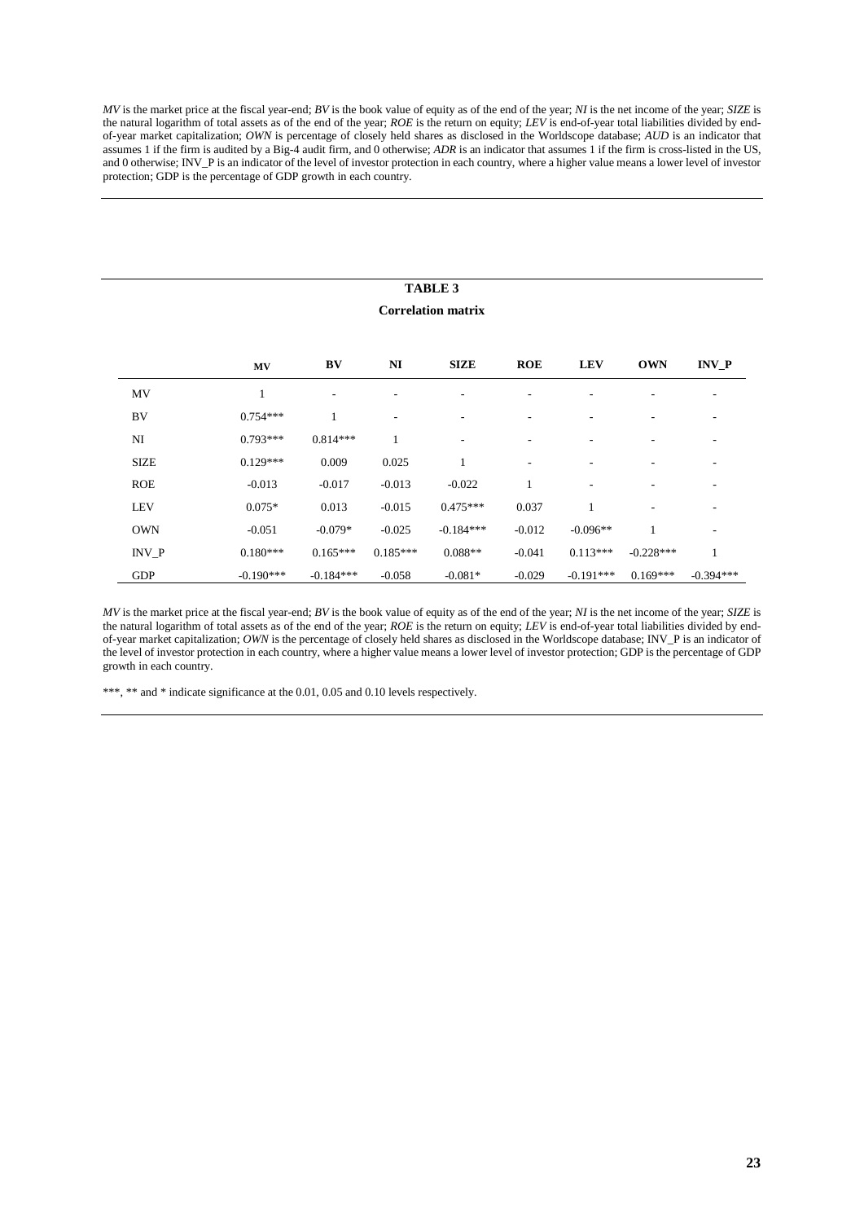*MV* is the market price at the fiscal year-end; *BV* is the book value of equity as of the end of the year; *NI* is the net income of the year; *SIZE* is the natural logarithm of total assets as of the end of the year; *LEV* is end-of-year total liabilities divided by end-of-year market capitalization; *OWN* is percentage of closely held shares as disclosed in the Worldscope database; *AUD* is an indicator that assumes 1 if the firm is audited by a Big-4 audit firm, and 0 otherwise; *ADR* is an indicator that assumes 1 if the firm is cross-listed in the US, and 0 otherwise; INV_P is an indicator of the level of investor protection in each country, where a higher value means a lower level of investor protection; GDP is the percentage of GDP growth in each country.

## TABLE 3

### Correlation matrix

| | MV | BV | NI | SIZE | ROE | LEV | OWN | INV_P |
|---|---|---|---|---|---|---|---|---|
| MV | 1 | - | - | - | - | - | - | - |
| BV | 0.754*** | 1 | - | - | - | - | - | - |
| NI | 0.793*** | 0.814*** | 1 | - | - | - | - | - |
| SIZE | 0.129*** | 0.009 | 0.025 | 1 | - | - | - | - |
| ROE | -0.013 | -0.017 | -0.013 | -0.022 | 1 | - | - | - |
| LEV | 0.075* | 0.013 | -0.015 | 0.475*** | 0.037 | 1 | - | - |
| OWN | -0.051 | -0.079* | -0.025 | -0.184*** | -0.012 | -0.096** | 1 | - |
| INV_P | 0.180*** | 0.165*** | 0.185*** | 0.088** | -0.041 | 0.113*** | -0.228*** | 1 |
| GDP | -0.190*** | -0.184*** | -0.058 | -0.081* | -0.029 | -0.191*** | 0.169*** | -0.394*** |

*MV* is the market price at the fiscal year-end; *BV* is the book value of equity as of the end of the year; *NI* is the net income of the year; *SIZE* is the natural logarithm of total assets as of the end of the year; *ROE* is the return on equity; *LEV* is end-of-year total liabilities divided by end-of-year market capitalization; *OWN* is the percentage of closely held shares as disclosed in the Worldscope database; INV_P is an indicator of the level of investor protection in each country, where a higher value means a lower level of investor protection; GDP is the percentage of GDP growth in each country.

***, ** and * indicate significance at the 0.01, 0.05 and 0.10 levels respectively.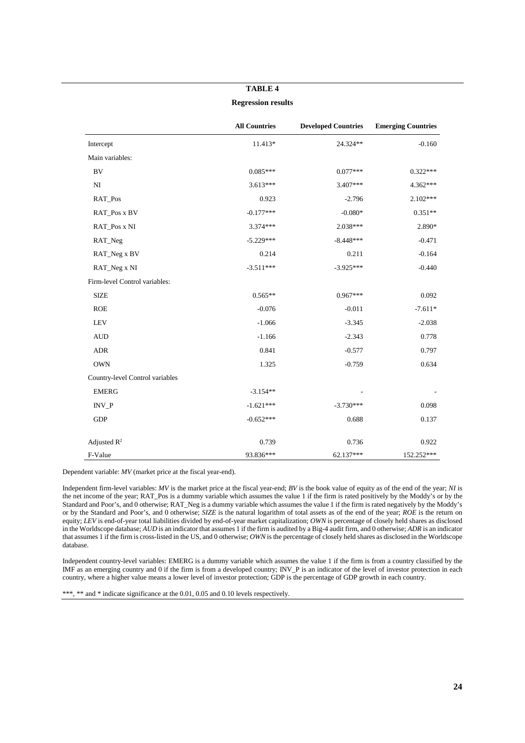**TABLE 4**

**Regression results**

| | All Countries | Developed Countries | Emerging Countries |
|---|---|---|---|
| Intercept | 11.413* | 24.324** | -0.160 |
| Main variables: | | | |
| BV | 0.085*** | 0.077*** | 0.322*** |
| NI | 3.613*** | 3.407*** | 4.362*** |
| RAT_Pos | 0.923 | -2.796 | 2.102*** |
| RAT_Pos x BV | -0.177*** | -0.080* | 0.351** |
| RAT_Pos x NI | 3.374*** | 2.038*** | 2.890* |
| RAT_Neg | -5.229*** | -8.448*** | -0.471 |
| RAT_Neg x BV | 0.214 | 0.211 | -0.164 |
| RAT_Neg x NI | -3.511*** | -3.925*** | -0.440 |
| Firm-level Control variables: | | | |
| SIZE | 0.565** | 0.967*** | 0.092 |
| ROE | -0.076 | -0.011 | -7.611* |
| LEV | -1.066 | -3.345 | -2.038 |
| AUD | -1.166 | -2.343 | 0.778 |
| ADR | 0.841 | -0.577 | 0.797 |
| OWN | 1.325 | -0.759 | 0.634 |
| Country-level Control variables | | | |
| EMERG | -3.154** | - | - |
| INV_P | -1.621*** | -3.730*** | 0.098 |
| GDP | -0.652*** | 0.688 | 0.137 |
| Adjusted $R^2$ | 0.739 | 0.736 | 0.922 |
| F-Value | 93.836*** | 62.137*** | 152.252*** |

Dependent variable: *MV* (market price at the fiscal year-end).

Independent firm-level variables: *MV* is the market price at the fiscal year-end; *BV* is the book value of equity as of the end of the year; *NI* is the net income of the year; RAT_Pos is a dummy variable which assumes the value 1 if the firm is rated positively by the Moddy's or by the Standard and Poor's, and 0 otherwise; RAT_Neg is a dummy variable which assumes the value 1 if the firm is rated negatively by the Moddy's or by the Standard and Poor's, and 0 otherwise; *SIZE* is the natural logarithm of total assets as of the end of the year; *ROE* is the return on equity; *LEV* is end-of-year total liabilities divided by end-of-year market capitalization; *OWN* is percentage of closely held shares as disclosed in the Worldscope database; *AUD* is an indicator that assumes 1 if the firm is audited by a Big-4 audit firm, and 0 otherwise; *ADR* is an indicator that assumes 1 if the firm is cross-listed in the US, and 0 otherwise; *OWN* is the percentage of closely held shares as disclosed in the Worldscope database.

Independent country-level variables: EMERG is a dummy variable which assumes the value 1 if the firm is from a country classified by the IMF as an emerging country and 0 if the firm is from a developed country; INV_P is an indicator of the level of investor protection in each country, where a higher value means a lower level of investor protection; GDP is the percentage of GDP growth in each country.

***, ** and * indicate significance at the 0.01, 0.05 and 0.10 levels respectively.